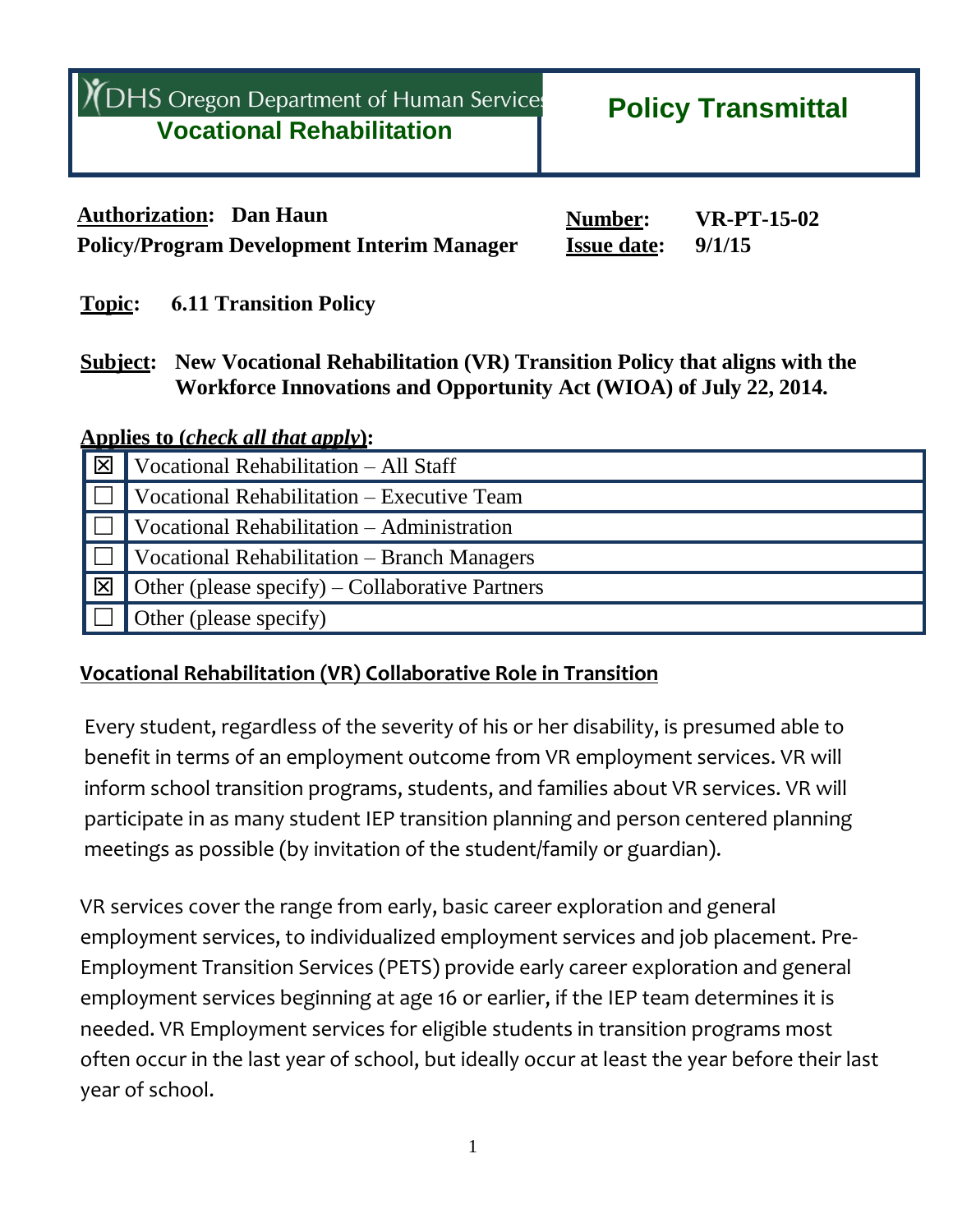# DHS Oregon Department of Human Services
## Vocational Rehabilitation

# Policy Transmittal

**Authorization: Dan Haun**
**Policy/Program Development Interim Manager**

**Number:** **VR-PT-15-02**
**Issue date:** **9/1/15**

**Topic:** **6.11 Transition Policy**

**Subject:** **New Vocational Rehabilitation (VR) Transition Policy that aligns with the Workforce Innovations and Opportunity Act (WIOA) of July 22, 2014.**

**Applies to (*check all that apply*):**

| | |
|---|---|
| ☒ | Vocational Rehabilitation – All Staff |
| ☐ | Vocational Rehabilitation – Executive Team |
| ☐ | Vocational Rehabilitation – Administration |
| ☐ | Vocational Rehabilitation – Branch Managers |
| ☒ | Other (please specify) – Collaborative Partners |
| ☐ | Other (please specify) |

## Vocational Rehabilitation (VR) Collaborative Role in Transition

Every student, regardless of the severity of his or her disability, is presumed able to benefit in terms of an employment outcome from VR employment services. VR will inform school transition programs, students, and families about VR services. VR will participate in as many student IEP transition planning and person centered planning meetings as possible (by invitation of the student/family or guardian).

VR services cover the range from early, basic career exploration and general employment services, to individualized employment services and job placement. Pre-Employment Transition Services (PETS) provide early career exploration and general employment services beginning at age 16 or earlier, if the IEP team determines it is needed. VR Employment services for eligible students in transition programs most often occur in the last year of school, but ideally occur at least the year before their last year of school.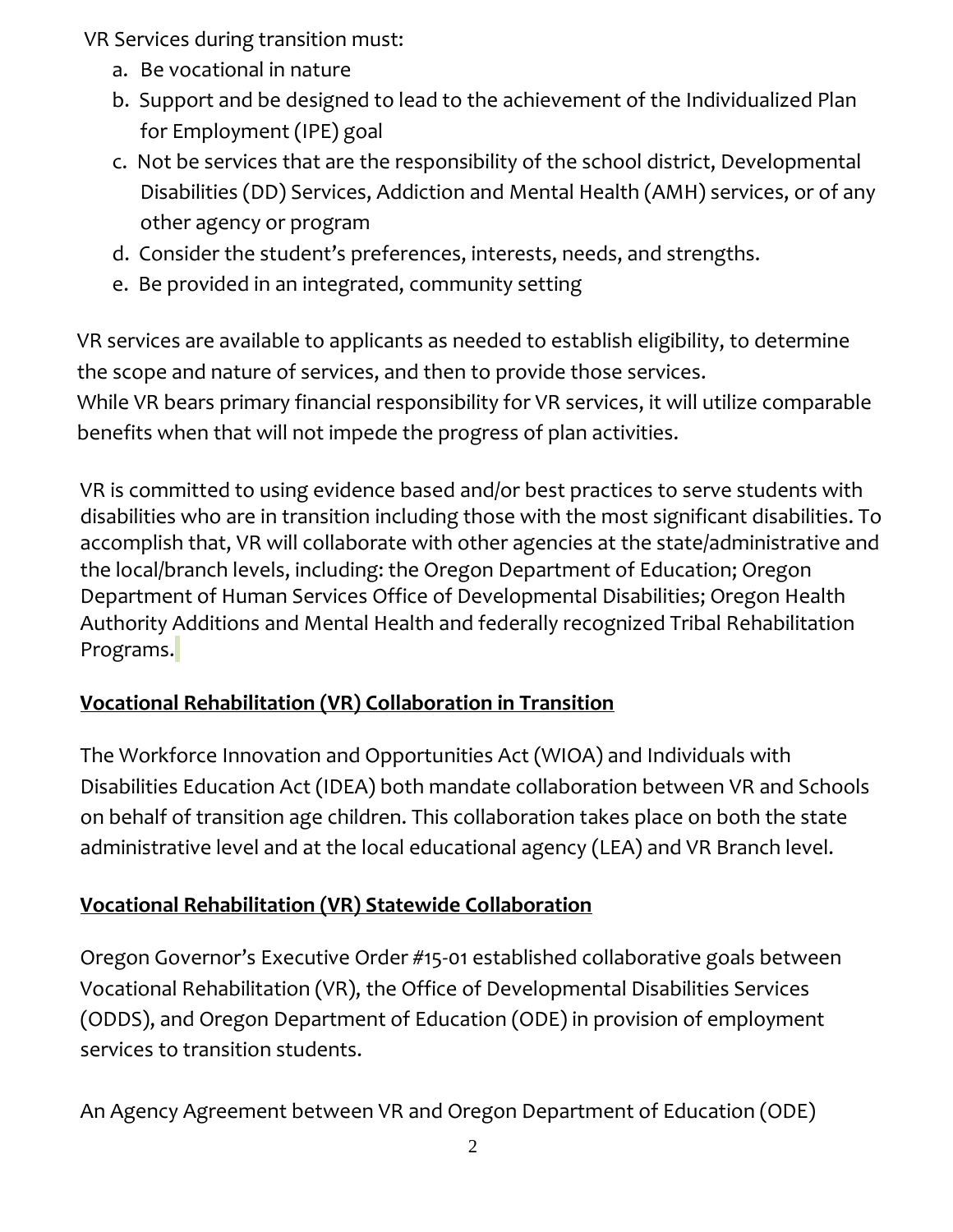VR Services during transition must:

a. Be vocational in nature
b. Support and be designed to lead to the achievement of the Individualized Plan for Employment (IPE) goal
c. Not be services that are the responsibility of the school district, Developmental Disabilities (DD) Services, Addiction and Mental Health (AMH) services, or of any other agency or program
d. Consider the student's preferences, interests, needs, and strengths.
e. Be provided in an integrated, community setting

VR services are available to applicants as needed to establish eligibility, to determine the scope and nature of services, and then to provide those services.
While VR bears primary financial responsibility for VR services, it will utilize comparable benefits when that will not impede the progress of plan activities.

VR is committed to using evidence based and/or best practices to serve students with disabilities who are in transition including those with the most significant disabilities. To accomplish that, VR will collaborate with other agencies at the state/administrative and the local/branch levels, including: the Oregon Department of Education; Oregon Department of Human Services Office of Developmental Disabilities; Oregon Health Authority Additions and Mental Health and federally recognized Tribal Rehabilitation Programs.

**Vocational Rehabilitation (VR) Collaboration in Transition**

The Workforce Innovation and Opportunities Act (WIOA) and Individuals with Disabilities Education Act (IDEA) both mandate collaboration between VR and Schools on behalf of transition age children. This collaboration takes place on both the state administrative level and at the local educational agency (LEA) and VR Branch level.

**Vocational Rehabilitation (VR) Statewide Collaboration**

Oregon Governor's Executive Order #15-01 established collaborative goals between Vocational Rehabilitation (VR), the Office of Developmental Disabilities Services (ODDS), and Oregon Department of Education (ODE) in provision of employment services to transition students.

An Agency Agreement between VR and Oregon Department of Education (ODE)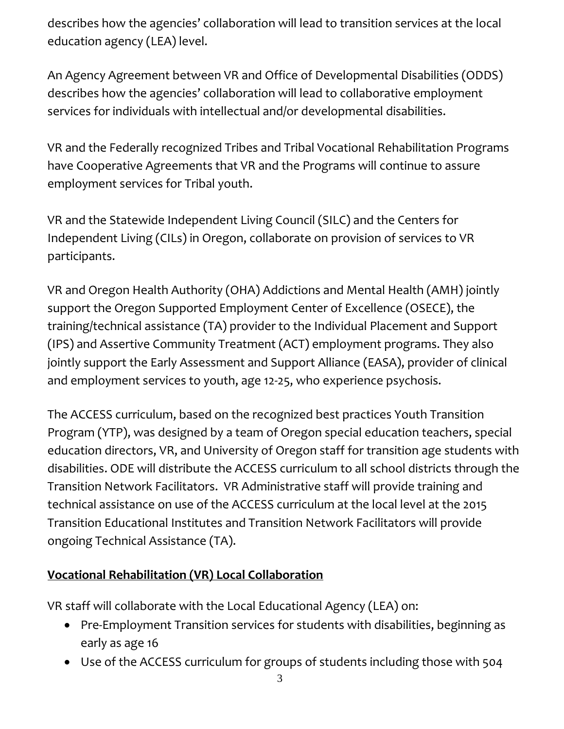describes how the agencies' collaboration will lead to transition services at the local education agency (LEA) level.

An Agency Agreement between VR and Office of Developmental Disabilities (ODDS) describes how the agencies' collaboration will lead to collaborative employment services for individuals with intellectual and/or developmental disabilities.

VR and the Federally recognized Tribes and Tribal Vocational Rehabilitation Programs have Cooperative Agreements that VR and the Programs will continue to assure employment services for Tribal youth.

VR and the Statewide Independent Living Council (SILC) and the Centers for Independent Living (CILs) in Oregon, collaborate on provision of services to VR participants.

VR and Oregon Health Authority (OHA) Addictions and Mental Health (AMH) jointly support the Oregon Supported Employment Center of Excellence (OSECE), the training/technical assistance (TA) provider to the Individual Placement and Support (IPS) and Assertive Community Treatment (ACT) employment programs. They also jointly support the Early Assessment and Support Alliance (EASA), provider of clinical and employment services to youth, age 12-25, who experience psychosis.

The ACCESS curriculum, based on the recognized best practices Youth Transition Program (YTP), was designed by a team of Oregon special education teachers, special education directors, VR, and University of Oregon staff for transition age students with disabilities. ODE will distribute the ACCESS curriculum to all school districts through the Transition Network Facilitators. VR Administrative staff will provide training and technical assistance on use of the ACCESS curriculum at the local level at the 2015 Transition Educational Institutes and Transition Network Facilitators will provide ongoing Technical Assistance (TA).

**Vocational Rehabilitation (VR) Local Collaboration**

VR staff will collaborate with the Local Educational Agency (LEA) on:

- Pre-Employment Transition services for students with disabilities, beginning as early as age 16
- Use of the ACCESS curriculum for groups of students including those with 504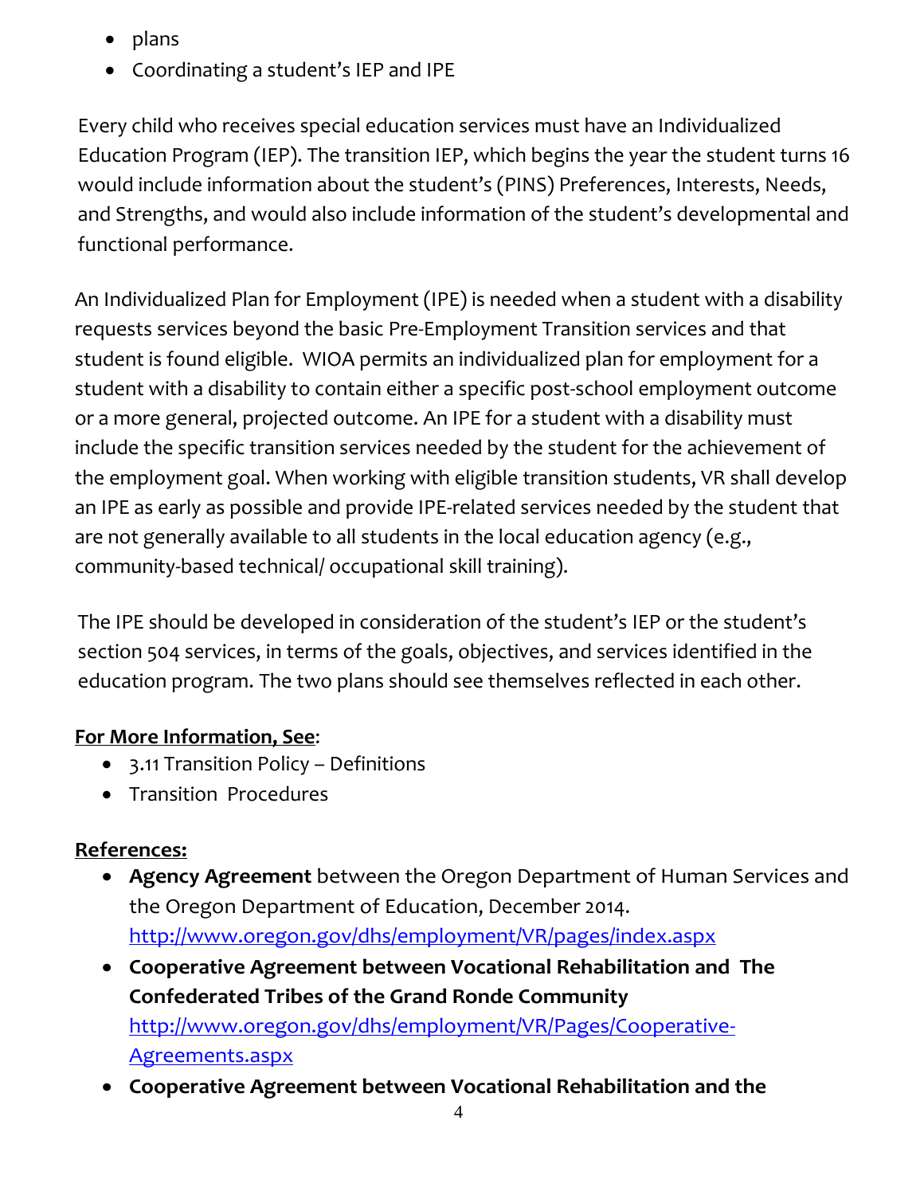- plans
- Coordinating a student's IEP and IPE

Every child who receives special education services must have an Individualized Education Program (IEP). The transition IEP, which begins the year the student turns 16 would include information about the student's (PINS) Preferences, Interests, Needs, and Strengths, and would also include information of the student's developmental and functional performance.

An Individualized Plan for Employment (IPE) is needed when a student with a disability requests services beyond the basic Pre-Employment Transition services and that student is found eligible. WIOA permits an individualized plan for employment for a student with a disability to contain either a specific post-school employment outcome or a more general, projected outcome. An IPE for a student with a disability must include the specific transition services needed by the student for the achievement of the employment goal. When working with eligible transition students, VR shall develop an IPE as early as possible and provide IPE-related services needed by the student that are not generally available to all students in the local education agency (e.g., community-based technical/ occupational skill training).

The IPE should be developed in consideration of the student's IEP or the student's section 504 services, in terms of the goals, objectives, and services identified in the education program. The two plans should see themselves reflected in each other.

**For More Information, See**:

- 3.11 Transition Policy – Definitions
- Transition Procedures

**References:**

- **Agency Agreement** between the Oregon Department of Human Services and the Oregon Department of Education, December 2014. http://www.oregon.gov/dhs/employment/VR/pages/index.aspx
- **Cooperative Agreement between Vocational Rehabilitation and The Confederated Tribes of the Grand Ronde Community** http://www.oregon.gov/dhs/employment/VR/Pages/Cooperative-Agreements.aspx
- **Cooperative Agreement between Vocational Rehabilitation and the**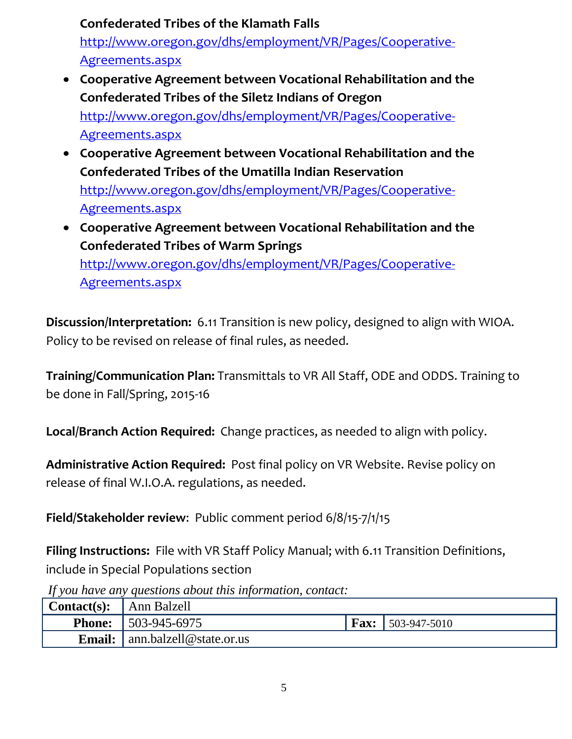**Confederated Tribes of the Klamath Falls**
http://www.oregon.gov/dhs/employment/VR/Pages/Cooperative-Agreements.aspx

- **Cooperative Agreement between Vocational Rehabilitation and the Confederated Tribes of the Siletz Indians of Oregon**
  http://www.oregon.gov/dhs/employment/VR/Pages/Cooperative-Agreements.aspx
- **Cooperative Agreement between Vocational Rehabilitation and the Confederated Tribes of the Umatilla Indian Reservation**
  http://www.oregon.gov/dhs/employment/VR/Pages/Cooperative-Agreements.aspx
- **Cooperative Agreement between Vocational Rehabilitation and the Confederated Tribes of Warm Springs**
  http://www.oregon.gov/dhs/employment/VR/Pages/Cooperative-Agreements.aspx

**Discussion/Interpretation:** 6.11 Transition is new policy, designed to align with WIOA. Policy to be revised on release of final rules, as needed.

**Training/Communication Plan:** Transmittals to VR All Staff, ODE and ODDS. Training to be done in Fall/Spring, 2015-16

**Local/Branch Action Required:** Change practices, as needed to align with policy.

**Administrative Action Required:** Post final policy on VR Website. Revise policy on release of final W.I.O.A. regulations, as needed.

**Field/Stakeholder review**: Public comment period 6/8/15-7/1/15

**Filing Instructions:** File with VR Staff Policy Manual; with 6.11 Transition Definitions, include in Special Populations section

*If you have any questions about this information, contact:*

| | | | |
|---|---|---|---|
| **Contact(s):** | Ann Balzell | | |
| **Phone:** | 503-945-6975 | **Fax:** | 503-947-5010 |
| **Email:** | ann.balzell@state.or.us | | |